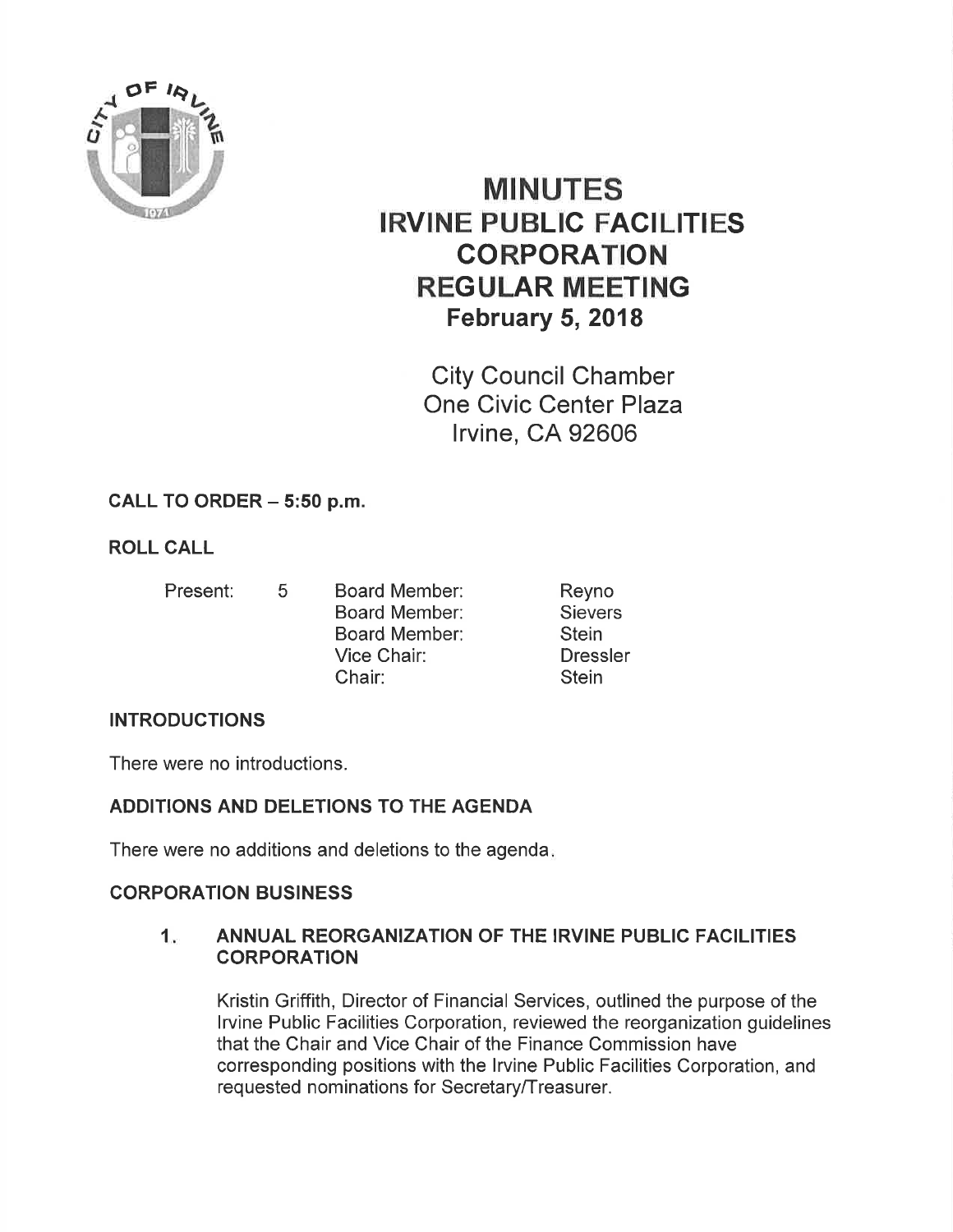# MINUTES
# IRVINE PUBLIC FACILITIES CORPORATION
# REGULAR MEETING
## February 5, 2018

City Council Chamber
One Civic Center Plaza
Irvine, CA 92606

**CALL TO ORDER – 5:50 p.m.**

**ROLL CALL**

| Present: | 5 | Board Member: | Reyno |
|---|---|---|---|
| | | Board Member: | Sievers |
| | | Board Member: | Stein |
| | | Vice Chair: | Dressler |
| | | Chair: | Stein |

**INTRODUCTIONS**

There were no introductions.

**ADDITIONS AND DELETIONS TO THE AGENDA**

There were no additions and deletions to the agenda.

**CORPORATION BUSINESS**

**1. ANNUAL REORGANIZATION OF THE IRVINE PUBLIC FACILITIES CORPORATION**

Kristin Griffith, Director of Financial Services, outlined the purpose of the Irvine Public Facilities Corporation, reviewed the reorganization guidelines that the Chair and Vice Chair of the Finance Commission have corresponding positions with the Irvine Public Facilities Corporation, and requested nominations for Secretary/Treasurer.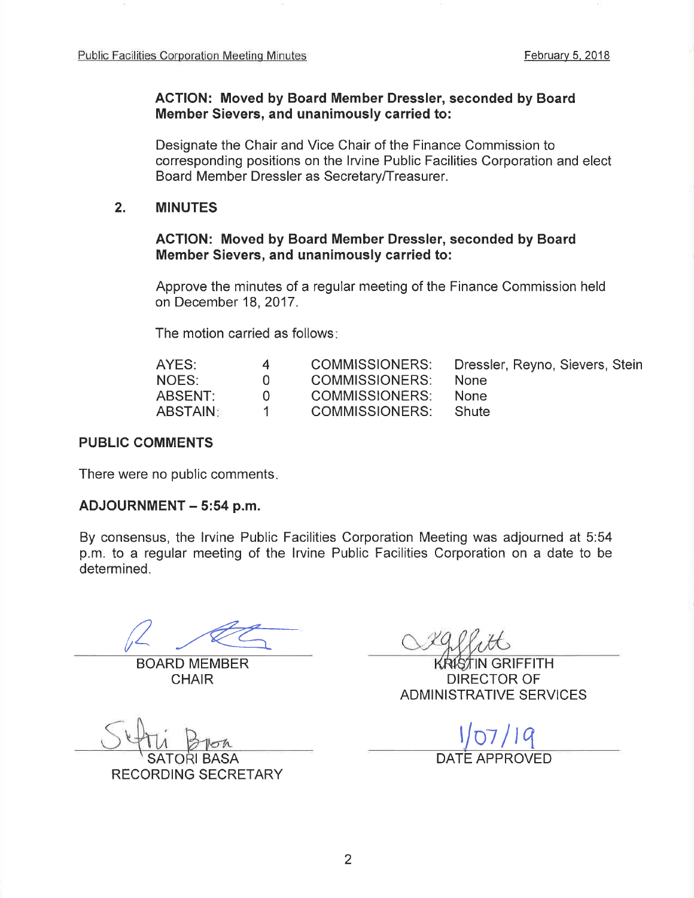**ACTION: Moved by Board Member Dressler, seconded by Board Member Sievers, and unanimously carried to:**

Designate the Chair and Vice Chair of the Finance Commission to corresponding positions on the Irvine Public Facilities Corporation and elect Board Member Dressler as Secretary/Treasurer.

## 2. MINUTES

**ACTION: Moved by Board Member Dressler, seconded by Board Member Sievers, and unanimously carried to:**

Approve the minutes of a regular meeting of the Finance Commission held on December 18, 2017.

The motion carried as follows:

| | | | |
|---|---|---|---|
| AYES: | 4 | COMMISSIONERS: | Dressler, Reyno, Sievers, Stein |
| NOES: | 0 | COMMISSIONERS: | None |
| ABSENT: | 0 | COMMISSIONERS: | None |
| ABSTAIN: | 1 | COMMISSIONERS: | Shute |

## PUBLIC COMMENTS

There were no public comments.

## ADJOURNMENT – 5:54 p.m.

By consensus, the Irvine Public Facilities Corporation Meeting was adjourned at 5:54 p.m. to a regular meeting of the Irvine Public Facilities Corporation on a date to be determined.

BOARD MEMBER
CHAIR

KRISTIN GRIFFITH
DIRECTOR OF
ADMINISTRATIVE SERVICES

SATORI BASA
RECORDING SECRETARY

1/07/19
DATE APPROVED